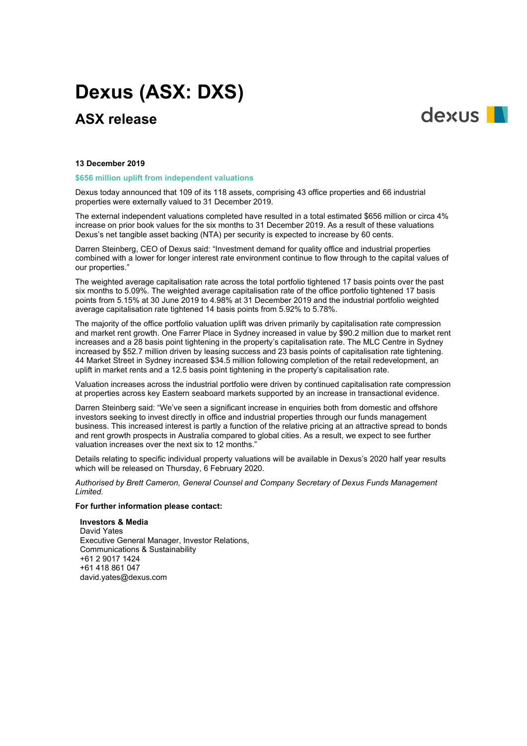# Dexus (ASX: DXS)

## ASX release

**13 December 2019**

**$656 million uplift from independent valuations**

Dexus today announced that 109 of its 118 assets, comprising 43 office properties and 66 industrial properties were externally valued to 31 December 2019.

The external independent valuations completed have resulted in a total estimated $656 million or circa 4% increase on prior book values for the six months to 31 December 2019. As a result of these valuations Dexus's net tangible asset backing (NTA) per security is expected to increase by 60 cents.

Darren Steinberg, CEO of Dexus said: "Investment demand for quality office and industrial properties combined with a lower for longer interest rate environment continue to flow through to the capital values of our properties."

The weighted average capitalisation rate across the total portfolio tightened 17 basis points over the past six months to 5.09%. The weighted average capitalisation rate of the office portfolio tightened 17 basis points from 5.15% at 30 June 2019 to 4.98% at 31 December 2019 and the industrial portfolio weighted average capitalisation rate tightened 14 basis points from 5.92% to 5.78%.

The majority of the office portfolio valuation uplift was driven primarily by capitalisation rate compression and market rent growth. One Farrer Place in Sydney increased in value by $90.2 million due to market rent increases and a 28 basis point tightening in the property's capitalisation rate. The MLC Centre in Sydney increased by $52.7 million driven by leasing success and 23 basis points of capitalisation rate tightening. 44 Market Street in Sydney increased $34.5 million following completion of the retail redevelopment, an uplift in market rents and a 12.5 basis point tightening in the property's capitalisation rate.

Valuation increases across the industrial portfolio were driven by continued capitalisation rate compression at properties across key Eastern seaboard markets supported by an increase in transactional evidence.

Darren Steinberg said: "We've seen a significant increase in enquiries both from domestic and offshore investors seeking to invest directly in office and industrial properties through our funds management business. This increased interest is partly a function of the relative pricing at an attractive spread to bonds and rent growth prospects in Australia compared to global cities. As a result, we expect to see further valuation increases over the next six to 12 months."

Details relating to specific individual property valuations will be available in Dexus's 2020 half year results which will be released on Thursday, 6 February 2020.

*Authorised by Brett Cameron, General Counsel and Company Secretary of Dexus Funds Management Limited.*

**For further information please contact:**

**Investors & Media**
David Yates
Executive General Manager, Investor Relations, Communications & Sustainability
+61 2 9017 1424
+61 418 861 047
david.yates@dexus.com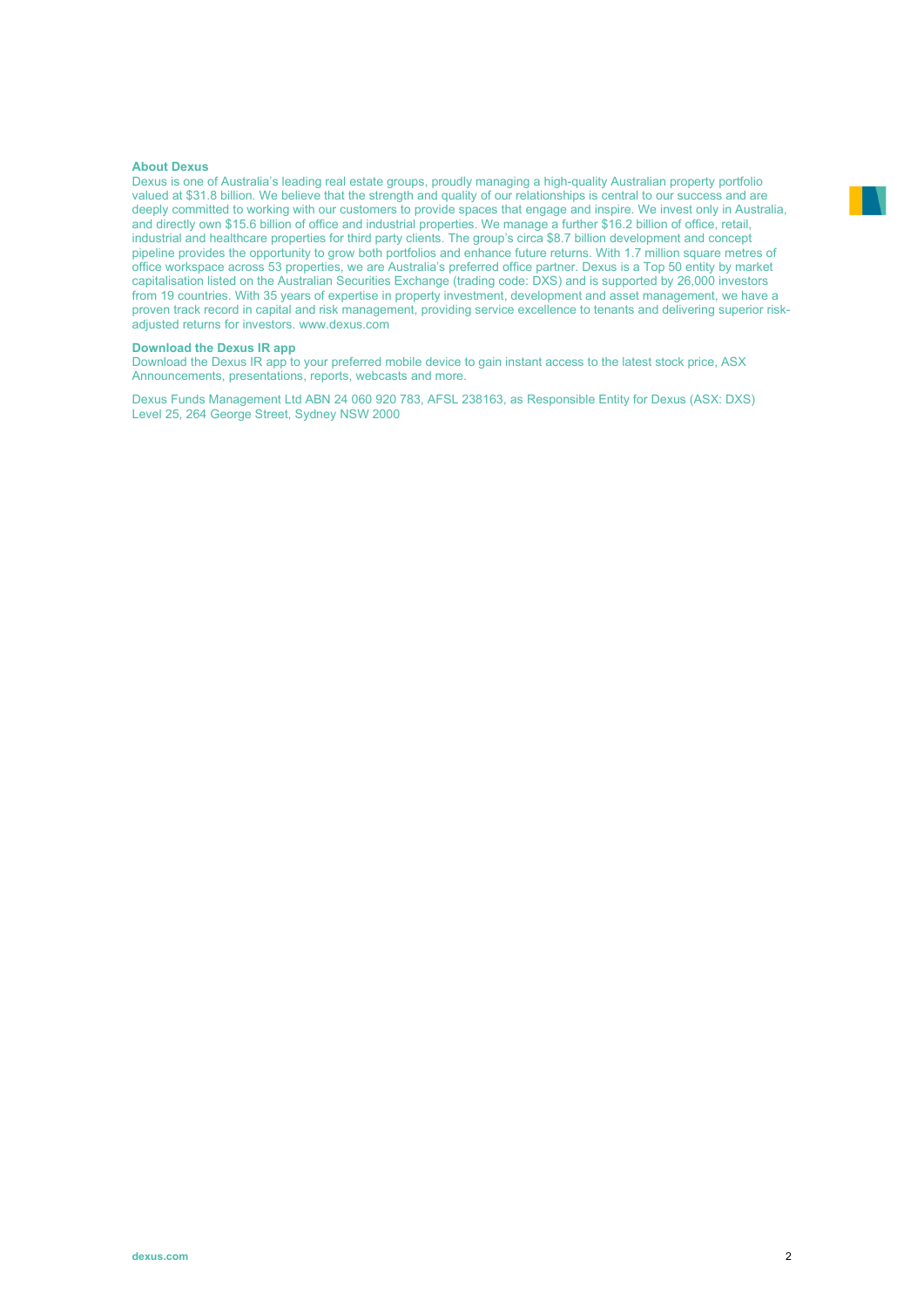**About Dexus**

Dexus is one of Australia's leading real estate groups, proudly managing a high-quality Australian property portfolio valued at $31.8 billion. We believe that the strength and quality of our relationships is central to our success and are deeply committed to working with our customers to provide spaces that engage and inspire. We invest only in Australia, and directly own $15.6 billion of office and industrial properties. We manage a further $16.2 billion of office, retail, industrial and healthcare properties for third party clients. The group's circa $8.7 billion development and concept pipeline provides the opportunity to grow both portfolios and enhance future returns. With 1.7 million square metres of office workspace across 53 properties, we are Australia's preferred office partner. Dexus is a Top 50 entity by market capitalisation listed on the Australian Securities Exchange (trading code: DXS) and is supported by 26,000 investors from 19 countries. With 35 years of expertise in property investment, development and asset management, we have a proven track record in capital and risk management, providing service excellence to tenants and delivering superior risk-adjusted returns for investors. www.dexus.com

**Download the Dexus IR app**

Download the Dexus IR app to your preferred mobile device to gain instant access to the latest stock price, ASX Announcements, presentations, reports, webcasts and more.

Dexus Funds Management Ltd ABN 24 060 920 783, AFSL 238163, as Responsible Entity for Dexus (ASX: DXS)
Level 25, 264 George Street, Sydney NSW 2000